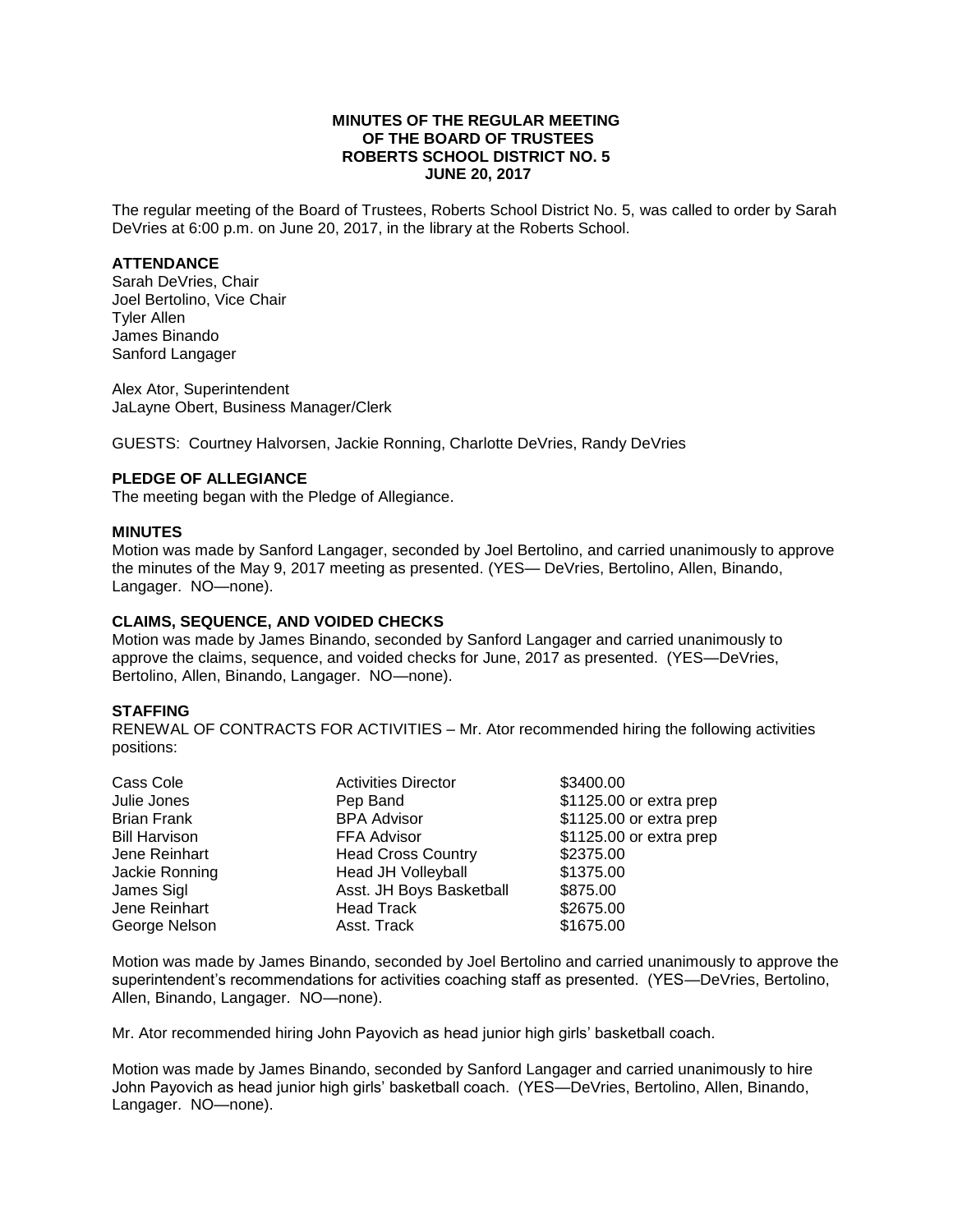**MINUTES OF THE REGULAR MEETING**
**OF THE BOARD OF TRUSTEES**
**ROBERTS SCHOOL DISTRICT NO. 5**
**JUNE 20, 2017**

The regular meeting of the Board of Trustees, Roberts School District No. 5, was called to order by Sarah DeVries at 6:00 p.m. on June 20, 2017, in the library at the Roberts School.

**ATTENDANCE**

Sarah DeVries, Chair
Joel Bertolino, Vice Chair
Tyler Allen
James Binando
Sanford Langager

Alex Ator, Superintendent
JaLayne Obert, Business Manager/Clerk

GUESTS: Courtney Halvorsen, Jackie Ronning, Charlotte DeVries, Randy DeVries

**PLEDGE OF ALLEGIANCE**

The meeting began with the Pledge of Allegiance.

**MINUTES**

Motion was made by Sanford Langager, seconded by Joel Bertolino, and carried unanimously to approve the minutes of the May 9, 2017 meeting as presented. (YES— DeVries, Bertolino, Allen, Binando, Langager. NO—none).

**CLAIMS, SEQUENCE, AND VOIDED CHECKS**

Motion was made by James Binando, seconded by Sanford Langager and carried unanimously to approve the claims, sequence, and voided checks for June, 2017 as presented. (YES—DeVries, Bertolino, Allen, Binando, Langager. NO—none).

**STAFFING**

RENEWAL OF CONTRACTS FOR ACTIVITIES – Mr. Ator recommended hiring the following activities positions:

| | | |
|---|---|---|
| Cass Cole | Activities Director | $3400.00 |
| Julie Jones | Pep Band | $1125.00 or extra prep |
| Brian Frank | BPA Advisor | $1125.00 or extra prep |
| Bill Harvison | FFA Advisor | $1125.00 or extra prep |
| Jene Reinhart | Head Cross Country | $2375.00 |
| Jackie Ronning | Head JH Volleyball | $1375.00 |
| James Sigl | Asst. JH Boys Basketball | $875.00 |
| Jene Reinhart | Head Track | $2675.00 |
| George Nelson | Asst. Track | $1675.00 |

Motion was made by James Binando, seconded by Joel Bertolino and carried unanimously to approve the superintendent's recommendations for activities coaching staff as presented. (YES—DeVries, Bertolino, Allen, Binando, Langager. NO—none).

Mr. Ator recommended hiring John Payovich as head junior high girls' basketball coach.

Motion was made by James Binando, seconded by Sanford Langager and carried unanimously to hire John Payovich as head junior high girls' basketball coach. (YES—DeVries, Bertolino, Allen, Binando, Langager. NO—none).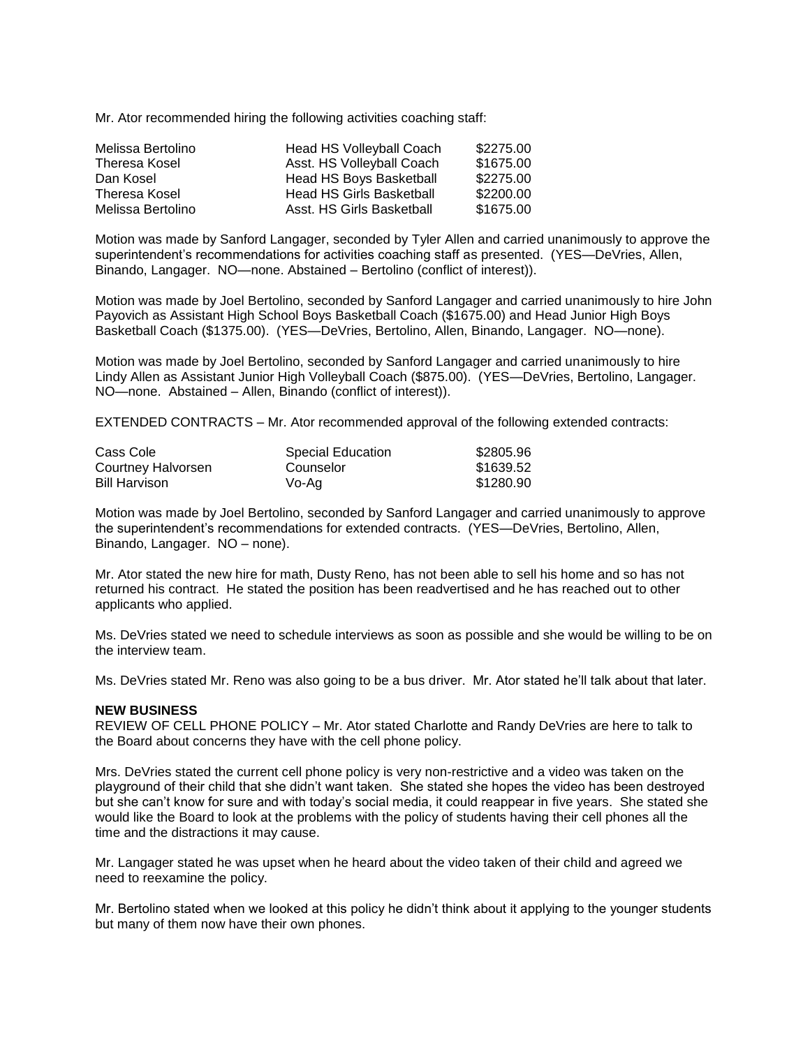Mr. Ator recommended hiring the following activities coaching staff:

| | | |
|---|---|---|
| Melissa Bertolino | Head HS Volleyball Coach | \$2275.00 |
| Theresa Kosel | Asst. HS Volleyball Coach | \$1675.00 |
| Dan Kosel | Head HS Boys Basketball | \$2275.00 |
| Theresa Kosel | Head HS Girls Basketball | \$2200.00 |
| Melissa Bertolino | Asst. HS Girls Basketball | \$1675.00 |

Motion was made by Sanford Langager, seconded by Tyler Allen and carried unanimously to approve the superintendent's recommendations for activities coaching staff as presented. (YES—DeVries, Allen, Binando, Langager. NO—none. Abstained – Bertolino (conflict of interest)).

Motion was made by Joel Bertolino, seconded by Sanford Langager and carried unanimously to hire John Payovich as Assistant High School Boys Basketball Coach (\$1675.00) and Head Junior High Boys Basketball Coach (\$1375.00). (YES—DeVries, Bertolino, Allen, Binando, Langager. NO—none).

Motion was made by Joel Bertolino, seconded by Sanford Langager and carried unanimously to hire Lindy Allen as Assistant Junior High Volleyball Coach (\$875.00). (YES—DeVries, Bertolino, Langager. NO—none. Abstained – Allen, Binando (conflict of interest)).

EXTENDED CONTRACTS – Mr. Ator recommended approval of the following extended contracts:

| | | |
|---|---|---|
| Cass Cole | Special Education | \$2805.96 |
| Courtney Halvorsen | Counselor | \$1639.52 |
| Bill Harvison | Vo-Ag | \$1280.90 |

Motion was made by Joel Bertolino, seconded by Sanford Langager and carried unanimously to approve the superintendent's recommendations for extended contracts. (YES—DeVries, Bertolino, Allen, Binando, Langager. NO – none).

Mr. Ator stated the new hire for math, Dusty Reno, has not been able to sell his home and so has not returned his contract. He stated the position has been readvertised and he has reached out to other applicants who applied.

Ms. DeVries stated we need to schedule interviews as soon as possible and she would be willing to be on the interview team.

Ms. DeVries stated Mr. Reno was also going to be a bus driver. Mr. Ator stated he'll talk about that later.

**NEW BUSINESS**

REVIEW OF CELL PHONE POLICY – Mr. Ator stated Charlotte and Randy DeVries are here to talk to the Board about concerns they have with the cell phone policy.

Mrs. DeVries stated the current cell phone policy is very non-restrictive and a video was taken on the playground of their child that she didn't want taken. She stated she hopes the video has been destroyed but she can't know for sure and with today's social media, it could reappear in five years. She stated she would like the Board to look at the problems with the policy of students having their cell phones all the time and the distractions it may cause.

Mr. Langager stated he was upset when he heard about the video taken of their child and agreed we need to reexamine the policy.

Mr. Bertolino stated when we looked at this policy he didn't think about it applying to the younger students but many of them now have their own phones.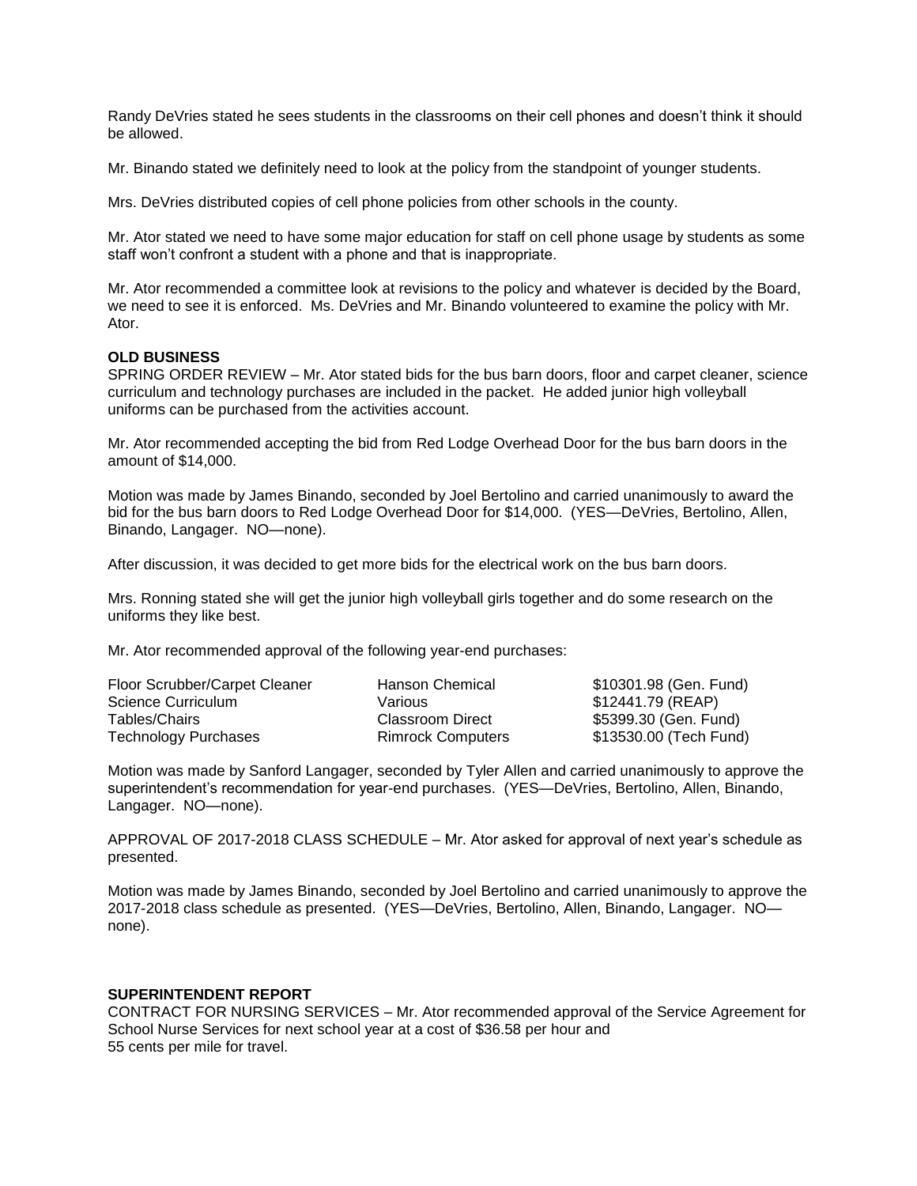Randy DeVries stated he sees students in the classrooms on their cell phones and doesn't think it should be allowed.

Mr. Binando stated we definitely need to look at the policy from the standpoint of younger students.

Mrs. DeVries distributed copies of cell phone policies from other schools in the county.

Mr. Ator stated we need to have some major education for staff on cell phone usage by students as some staff won't confront a student with a phone and that is inappropriate.

Mr. Ator recommended a committee look at revisions to the policy and whatever is decided by the Board, we need to see it is enforced. Ms. DeVries and Mr. Binando volunteered to examine the policy with Mr. Ator.

**OLD BUSINESS**

SPRING ORDER REVIEW – Mr. Ator stated bids for the bus barn doors, floor and carpet cleaner, science curriculum and technology purchases are included in the packet. He added junior high volleyball uniforms can be purchased from the activities account.

Mr. Ator recommended accepting the bid from Red Lodge Overhead Door for the bus barn doors in the amount of $14,000.

Motion was made by James Binando, seconded by Joel Bertolino and carried unanimously to award the bid for the bus barn doors to Red Lodge Overhead Door for $14,000. (YES—DeVries, Bertolino, Allen, Binando, Langager. NO—none).

After discussion, it was decided to get more bids for the electrical work on the bus barn doors.

Mrs. Ronning stated she will get the junior high volleyball girls together and do some research on the uniforms they like best.

Mr. Ator recommended approval of the following year-end purchases:

| | | |
|---|---|---|
| Floor Scrubber/Carpet Cleaner | Hanson Chemical | $10301.98 (Gen. Fund) |
| Science Curriculum | Various | $12441.79 (REAP) |
| Tables/Chairs | Classroom Direct | $5399.30 (Gen. Fund) |
| Technology Purchases | Rimrock Computers | $13530.00 (Tech Fund) |

Motion was made by Sanford Langager, seconded by Tyler Allen and carried unanimously to approve the superintendent's recommendation for year-end purchases. (YES—DeVries, Bertolino, Allen, Binando, Langager. NO—none).

APPROVAL OF 2017-2018 CLASS SCHEDULE – Mr. Ator asked for approval of next year's schedule as presented.

Motion was made by James Binando, seconded by Joel Bertolino and carried unanimously to approve the 2017-2018 class schedule as presented. (YES—DeVries, Bertolino, Allen, Binando, Langager. NO—none).

**SUPERINTENDENT REPORT**

CONTRACT FOR NURSING SERVICES – Mr. Ator recommended approval of the Service Agreement for School Nurse Services for next school year at a cost of $36.58 per hour and 55 cents per mile for travel.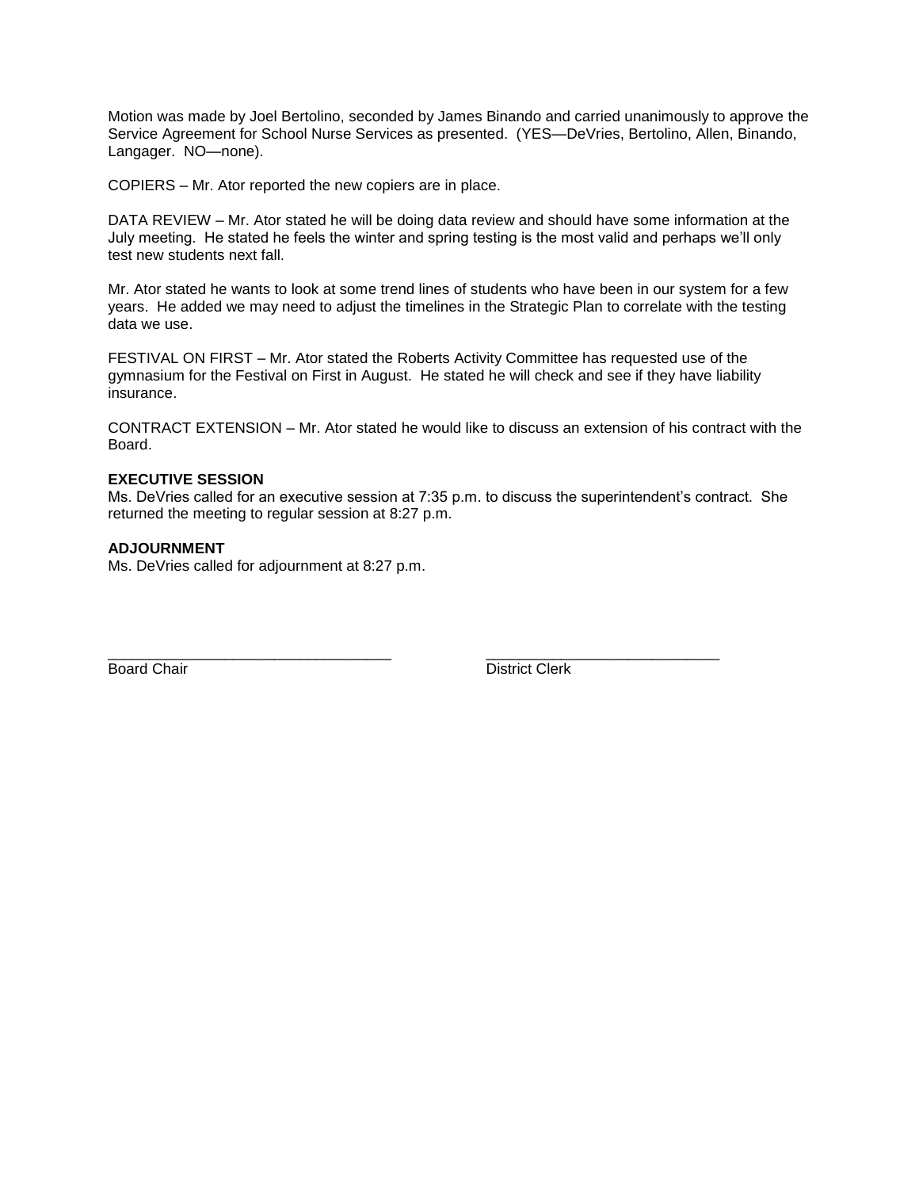Motion was made by Joel Bertolino, seconded by James Binando and carried unanimously to approve the Service Agreement for School Nurse Services as presented. (YES—DeVries, Bertolino, Allen, Binando, Langager. NO—none).

COPIERS – Mr. Ator reported the new copiers are in place.

DATA REVIEW – Mr. Ator stated he will be doing data review and should have some information at the July meeting. He stated he feels the winter and spring testing is the most valid and perhaps we'll only test new students next fall.

Mr. Ator stated he wants to look at some trend lines of students who have been in our system for a few years. He added we may need to adjust the timelines in the Strategic Plan to correlate with the testing data we use.

FESTIVAL ON FIRST – Mr. Ator stated the Roberts Activity Committee has requested use of the gymnasium for the Festival on First in August. He stated he will check and see if they have liability insurance.

CONTRACT EXTENSION – Mr. Ator stated he would like to discuss an extension of his contract with the Board.

**EXECUTIVE SESSION**
Ms. DeVries called for an executive session at 7:35 p.m. to discuss the superintendent's contract. She returned the meeting to regular session at 8:27 p.m.

**ADJOURNMENT**
Ms. DeVries called for adjournment at 8:27 p.m.

\_\_\_\_\_\_\_\_\_\_\_\_\_\_\_\_\_\_\_\_\_\_\_\_\_\_\_\_\_\_\_\_\_\_ \_\_\_\_\_\_\_\_\_\_\_\_\_\_\_\_\_\_\_\_\_\_\_\_\_\_\_\_\_\_\_\_\_\_
Board Chair District Clerk